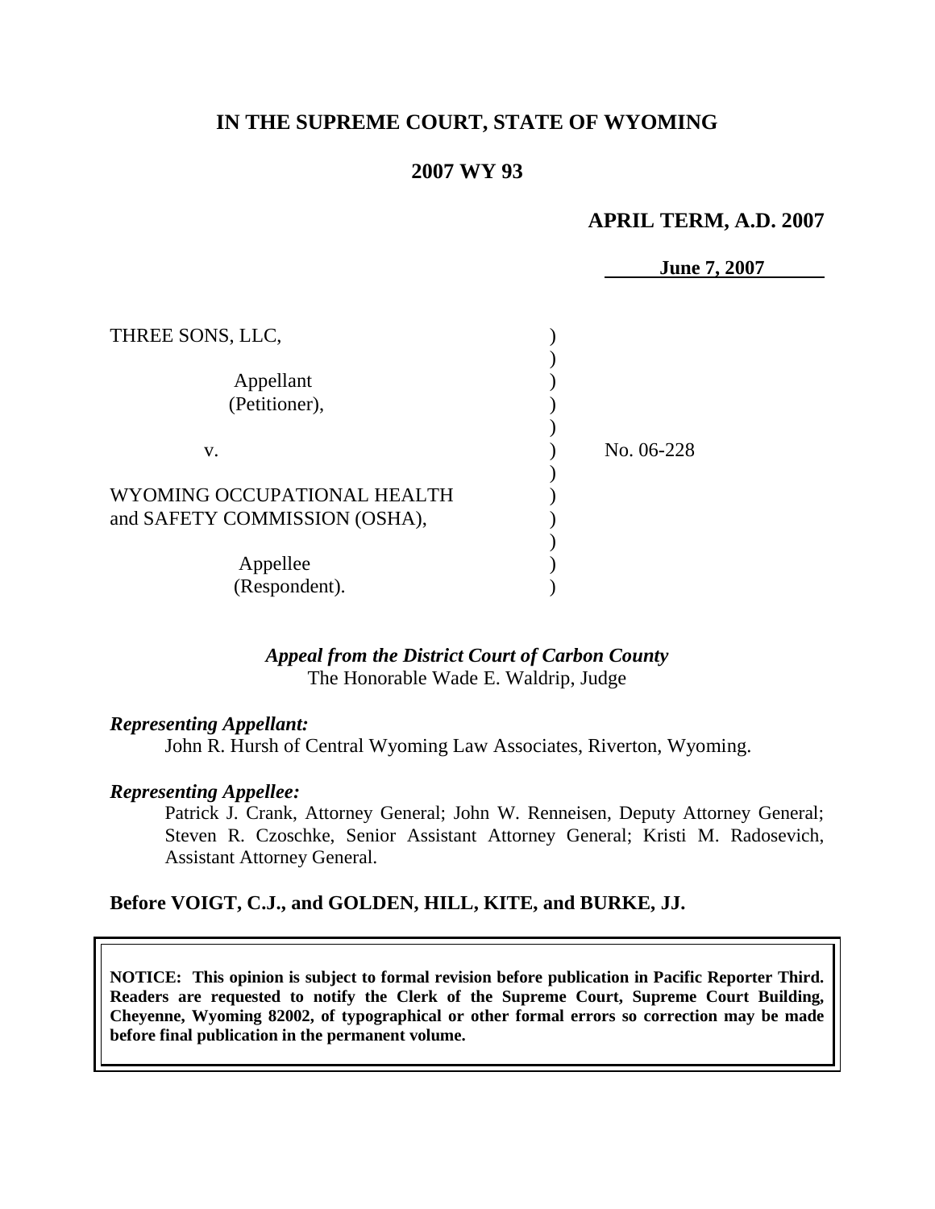**IN THE SUPREME COURT, STATE OF WYOMING**

**2007 WY 93**

**APRIL TERM, A.D. 2007**

**June 7, 2007**

| | | |
|---|---|---|
| THREE SONS, LLC, Appellant (Petitioner), | ) | |
| v. | ) | No. 06-228 |
| WYOMING OCCUPATIONAL HEALTH and SAFETY COMMISSION (OSHA), Appellee (Respondent). | ) | |

***Appeal from the District Court of Carbon County***
The Honorable Wade E. Waldrip, Judge

***Representing Appellant:***

John R. Hursh of Central Wyoming Law Associates, Riverton, Wyoming.

***Representing Appellee:***

Patrick J. Crank, Attorney General; John W. Renneisen, Deputy Attorney General; Steven R. Czoschke, Senior Assistant Attorney General; Kristi M. Radosevich, Assistant Attorney General.

**Before VOIGT, C.J., and GOLDEN, HILL, KITE, and BURKE, JJ.**

**NOTICE: This opinion is subject to formal revision before publication in Pacific Reporter Third. Readers are requested to notify the Clerk of the Supreme Court, Supreme Court Building, Cheyenne, Wyoming 82002, of typographical or other formal errors so correction may be made before final publication in the permanent volume.**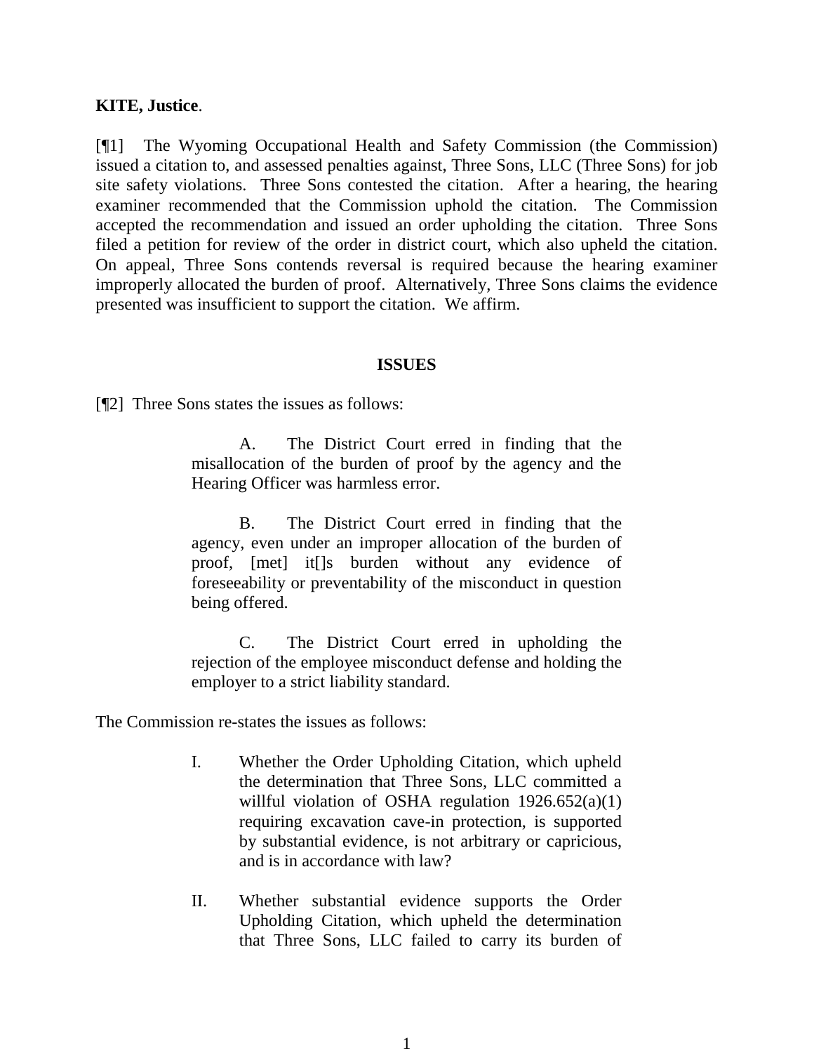**KITE, Justice**.

[¶1] The Wyoming Occupational Health and Safety Commission (the Commission) issued a citation to, and assessed penalties against, Three Sons, LLC (Three Sons) for job site safety violations. Three Sons contested the citation. After a hearing, the hearing examiner recommended that the Commission uphold the citation. The Commission accepted the recommendation and issued an order upholding the citation. Three Sons filed a petition for review of the order in district court, which also upheld the citation. On appeal, Three Sons contends reversal is required because the hearing examiner improperly allocated the burden of proof. Alternatively, Three Sons claims the evidence presented was insufficient to support the citation. We affirm.

## ISSUES

[¶2] Three Sons states the issues as follows:

> A. The District Court erred in finding that the misallocation of the burden of proof by the agency and the Hearing Officer was harmless error.
>
> B. The District Court erred in finding that the agency, even under an improper allocation of the burden of proof, [met] it[]s burden without any evidence of foreseeability or preventability of the misconduct in question being offered.
>
> C. The District Court erred in upholding the rejection of the employee misconduct defense and holding the employer to a strict liability standard.

The Commission re-states the issues as follows:

> I. Whether the Order Upholding Citation, which upheld the determination that Three Sons, LLC committed a willful violation of OSHA regulation 1926.652(a)(1) requiring excavation cave-in protection, is supported by substantial evidence, is not arbitrary or capricious, and is in accordance with law?
>
> II. Whether substantial evidence supports the Order Upholding Citation, which upheld the determination that Three Sons, LLC failed to carry its burden of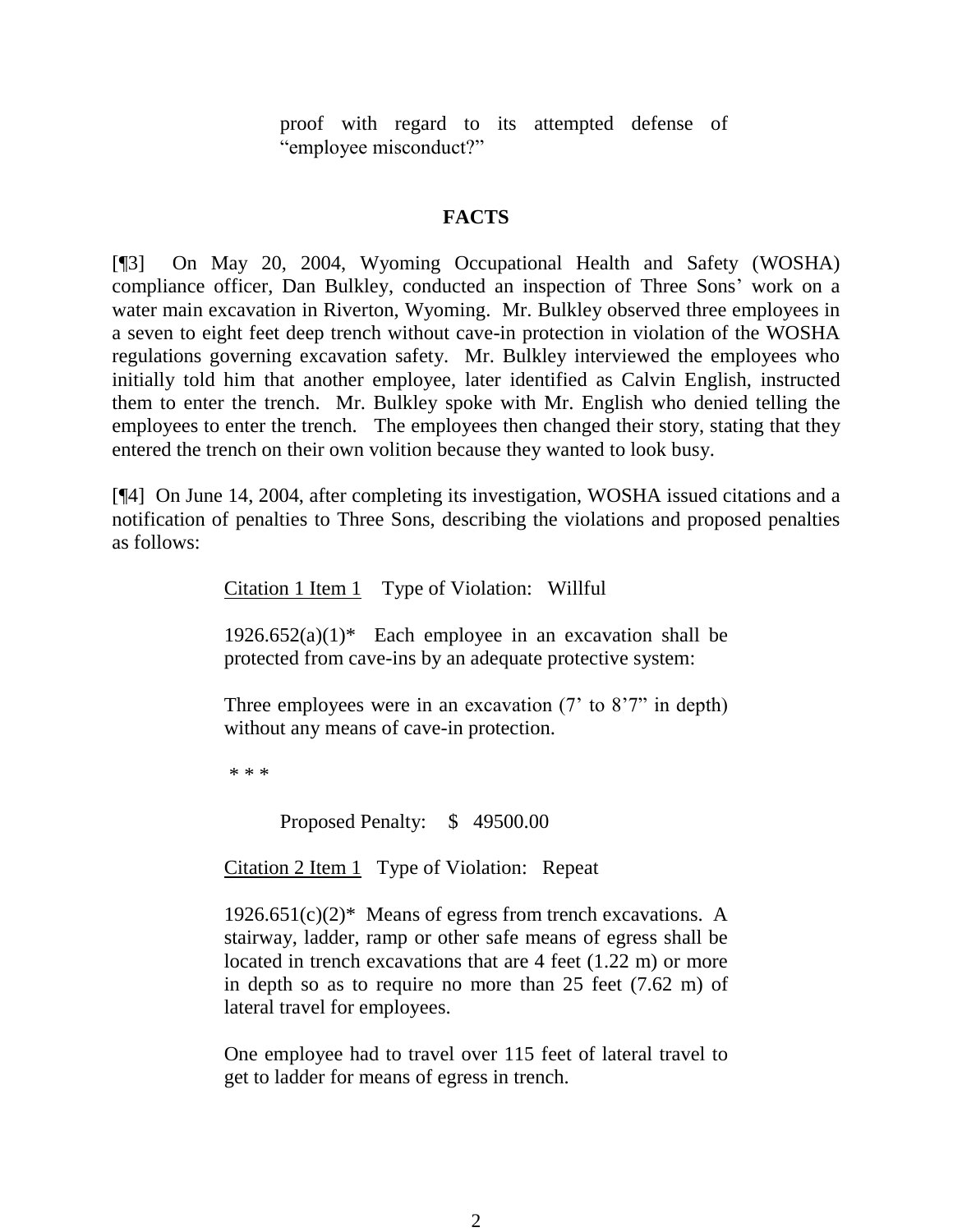proof with regard to its attempted defense of "employee misconduct?"

## FACTS

[¶3] On May 20, 2004, Wyoming Occupational Health and Safety (WOSHA) compliance officer, Dan Bulkley, conducted an inspection of Three Sons' work on a water main excavation in Riverton, Wyoming. Mr. Bulkley observed three employees in a seven to eight feet deep trench without cave-in protection in violation of the WOSHA regulations governing excavation safety. Mr. Bulkley interviewed the employees who initially told him that another employee, later identified as Calvin English, instructed them to enter the trench. Mr. Bulkley spoke with Mr. English who denied telling the employees to enter the trench. The employees then changed their story, stating that they entered the trench on their own volition because they wanted to look busy.

[¶4] On June 14, 2004, after completing its investigation, WOSHA issued citations and a notification of penalties to Three Sons, describing the violations and proposed penalties as follows:

> Citation 1 Item 1 Type of Violation: Willful
>
> 1926.652(a)(1)* Each employee in an excavation shall be protected from cave-ins by an adequate protective system:
>
> Three employees were in an excavation (7' to 8'7" in depth) without any means of cave-in protection.
>
> \* \* \*
>
> Proposed Penalty: $ 49500.00
>
> Citation 2 Item 1 Type of Violation: Repeat
>
> 1926.651(c)(2)* Means of egress from trench excavations. A stairway, ladder, ramp or other safe means of egress shall be located in trench excavations that are 4 feet (1.22 m) or more in depth so as to require no more than 25 feet (7.62 m) of lateral travel for employees.
>
> One employee had to travel over 115 feet of lateral travel to get to ladder for means of egress in trench.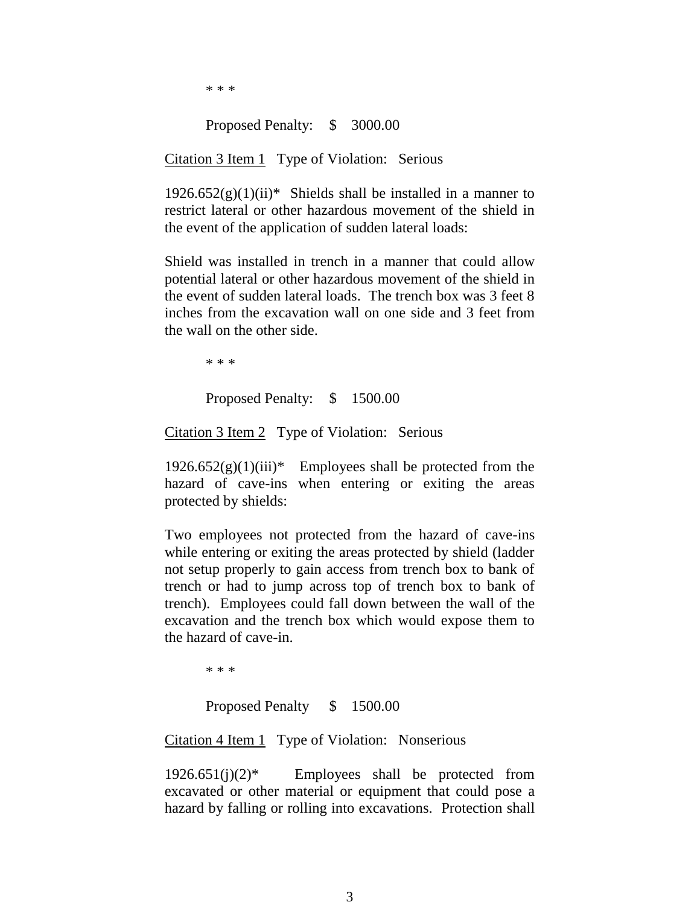\* \* \*

Proposed Penalty: $ 3000.00

<u>Citation 3 Item 1</u> Type of Violation: Serious

1926.652(g)(1)(ii)* Shields shall be installed in a manner to restrict lateral or other hazardous movement of the shield in the event of the application of sudden lateral loads:

Shield was installed in trench in a manner that could allow potential lateral or other hazardous movement of the shield in the event of sudden lateral loads. The trench box was 3 feet 8 inches from the excavation wall on one side and 3 feet from the wall on the other side.

\* \* \*

Proposed Penalty: $ 1500.00

<u>Citation 3 Item 2</u> Type of Violation: Serious

1926.652(g)(1)(iii)* Employees shall be protected from the hazard of cave-ins when entering or exiting the areas protected by shields:

Two employees not protected from the hazard of cave-ins while entering or exiting the areas protected by shield (ladder not setup properly to gain access from trench box to bank of trench or had to jump across top of trench box to bank of trench). Employees could fall down between the wall of the excavation and the trench box which would expose them to the hazard of cave-in.

\* \* \*

Proposed Penalty $ 1500.00

<u>Citation 4 Item 1</u> Type of Violation: Nonserious

1926.651(j)(2)* Employees shall be protected from excavated or other material or equipment that could pose a hazard by falling or rolling into excavations. Protection shall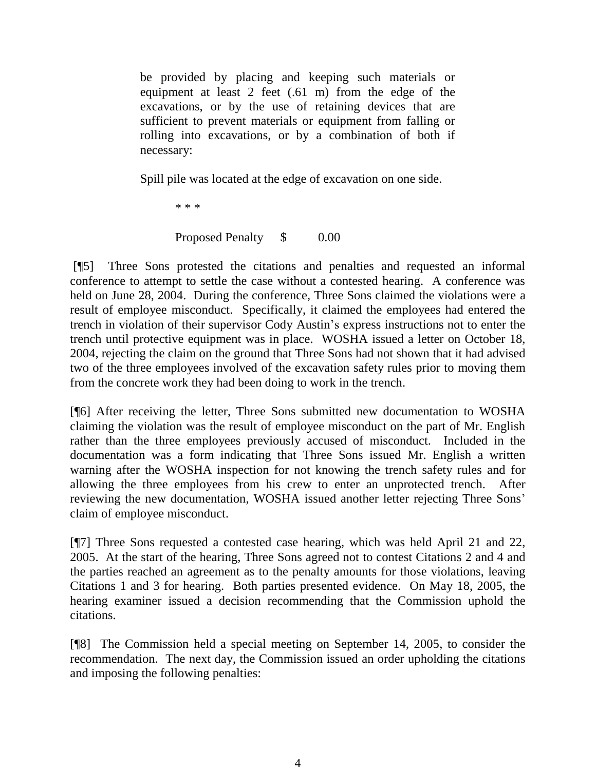> be provided by placing and keeping such materials or equipment at least 2 feet (.61 m) from the edge of the excavations, or by the use of retaining devices that are sufficient to prevent materials or equipment from falling or rolling into excavations, or by a combination of both if necessary:
>
> Spill pile was located at the edge of excavation on one side.
>
> \* \* \*
>
> Proposed Penalty $ 0.00

[¶5] Three Sons protested the citations and penalties and requested an informal conference to attempt to settle the case without a contested hearing. A conference was held on June 28, 2004. During the conference, Three Sons claimed the violations were a result of employee misconduct. Specifically, it claimed the employees had entered the trench in violation of their supervisor Cody Austin's express instructions not to enter the trench until protective equipment was in place. WOSHA issued a letter on October 18, 2004, rejecting the claim on the ground that Three Sons had not shown that it had advised two of the three employees involved of the excavation safety rules prior to moving them from the concrete work they had been doing to work in the trench.

[¶6] After receiving the letter, Three Sons submitted new documentation to WOSHA claiming the violation was the result of employee misconduct on the part of Mr. English rather than the three employees previously accused of misconduct. Included in the documentation was a form indicating that Three Sons issued Mr. English a written warning after the WOSHA inspection for not knowing the trench safety rules and for allowing the three employees from his crew to enter an unprotected trench. After reviewing the new documentation, WOSHA issued another letter rejecting Three Sons' claim of employee misconduct.

[¶7] Three Sons requested a contested case hearing, which was held April 21 and 22, 2005. At the start of the hearing, Three Sons agreed not to contest Citations 2 and 4 and the parties reached an agreement as to the penalty amounts for those violations, leaving Citations 1 and 3 for hearing. Both parties presented evidence. On May 18, 2005, the hearing examiner issued a decision recommending that the Commission uphold the citations.

[¶8] The Commission held a special meeting on September 14, 2005, to consider the recommendation. The next day, the Commission issued an order upholding the citations and imposing the following penalties: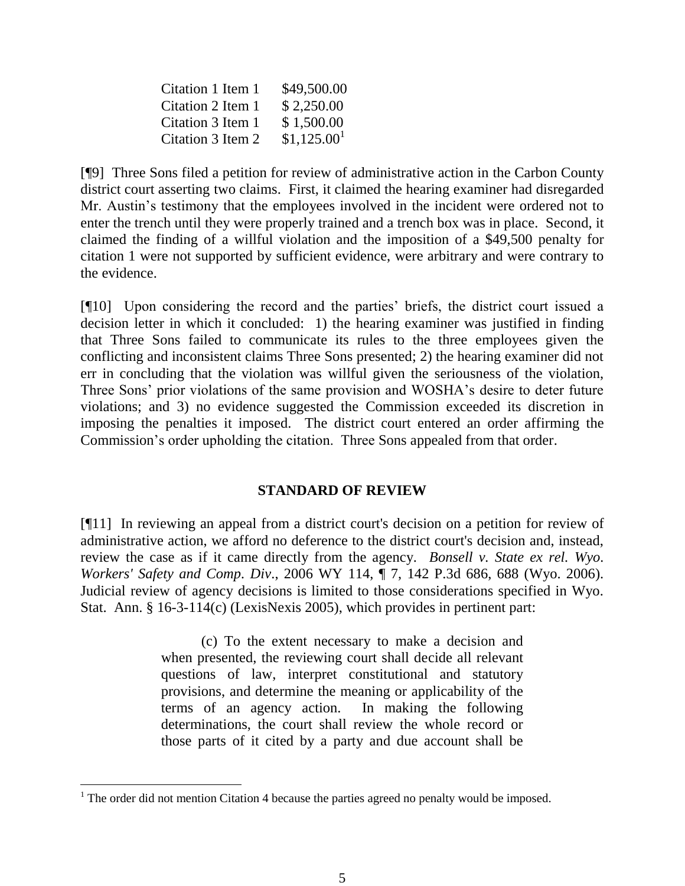| | |
|---|---|
| Citation 1 Item 1 | $49,500.00 |
| Citation 2 Item 1 | $ 2,250.00 |
| Citation 3 Item 1 | $ 1,500.00 |
| Citation 3 Item 2 | $1,125.00[1] |

[¶9] Three Sons filed a petition for review of administrative action in the Carbon County district court asserting two claims. First, it claimed the hearing examiner had disregarded Mr. Austin's testimony that the employees involved in the incident were ordered not to enter the trench until they were properly trained and a trench box was in place. Second, it claimed the finding of a willful violation and the imposition of a $49,500 penalty for citation 1 were not supported by sufficient evidence, were arbitrary and were contrary to the evidence.

[¶10] Upon considering the record and the parties' briefs, the district court issued a decision letter in which it concluded: 1) the hearing examiner was justified in finding that Three Sons failed to communicate its rules to the three employees given the conflicting and inconsistent claims Three Sons presented; 2) the hearing examiner did not err in concluding that the violation was willful given the seriousness of the violation, Three Sons' prior violations of the same provision and WOSHA's desire to deter future violations; and 3) no evidence suggested the Commission exceeded its discretion in imposing the penalties it imposed. The district court entered an order affirming the Commission's order upholding the citation. Three Sons appealed from that order.

## STANDARD OF REVIEW

[¶11] In reviewing an appeal from a district court's decision on a petition for review of administrative action, we afford no deference to the district court's decision and, instead, review the case as if it came directly from the agency. *Bonsell v. State ex rel. Wyo. Workers' Safety and Comp. Div*., 2006 WY 114, ¶ 7, 142 P.3d 686, 688 (Wyo. 2006). Judicial review of agency decisions is limited to those considerations specified in Wyo. Stat. Ann. § 16-3-114(c) (LexisNexis 2005), which provides in pertinent part:

> (c) To the extent necessary to make a decision and when presented, the reviewing court shall decide all relevant questions of law, interpret constitutional and statutory provisions, and determine the meaning or applicability of the terms of an agency action. In making the following determinations, the court shall review the whole record or those parts of it cited by a party and due account shall be

---

[1] The order did not mention Citation 4 because the parties agreed no penalty would be imposed.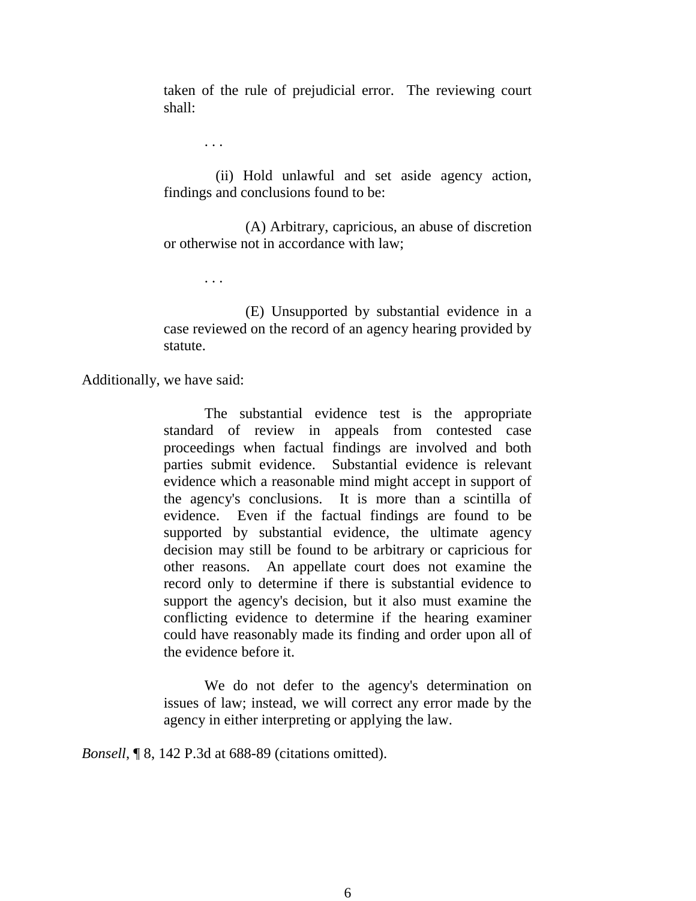> taken of the rule of prejudicial error. The reviewing court shall:
>
> . . .
>
> (ii) Hold unlawful and set aside agency action, findings and conclusions found to be:
>
> (A) Arbitrary, capricious, an abuse of discretion or otherwise not in accordance with law;
>
> . . .
>
> (E) Unsupported by substantial evidence in a case reviewed on the record of an agency hearing provided by statute.

Additionally, we have said:

> The substantial evidence test is the appropriate standard of review in appeals from contested case proceedings when factual findings are involved and both parties submit evidence. Substantial evidence is relevant evidence which a reasonable mind might accept in support of the agency's conclusions. It is more than a scintilla of evidence. Even if the factual findings are found to be supported by substantial evidence, the ultimate agency decision may still be found to be arbitrary or capricious for other reasons. An appellate court does not examine the record only to determine if there is substantial evidence to support the agency's decision, but it also must examine the conflicting evidence to determine if the hearing examiner could have reasonably made its finding and order upon all of the evidence before it.
>
> We do not defer to the agency's determination on issues of law; instead, we will correct any error made by the agency in either interpreting or applying the law.

*Bonsell*, ¶ 8, 142 P.3d at 688-89 (citations omitted).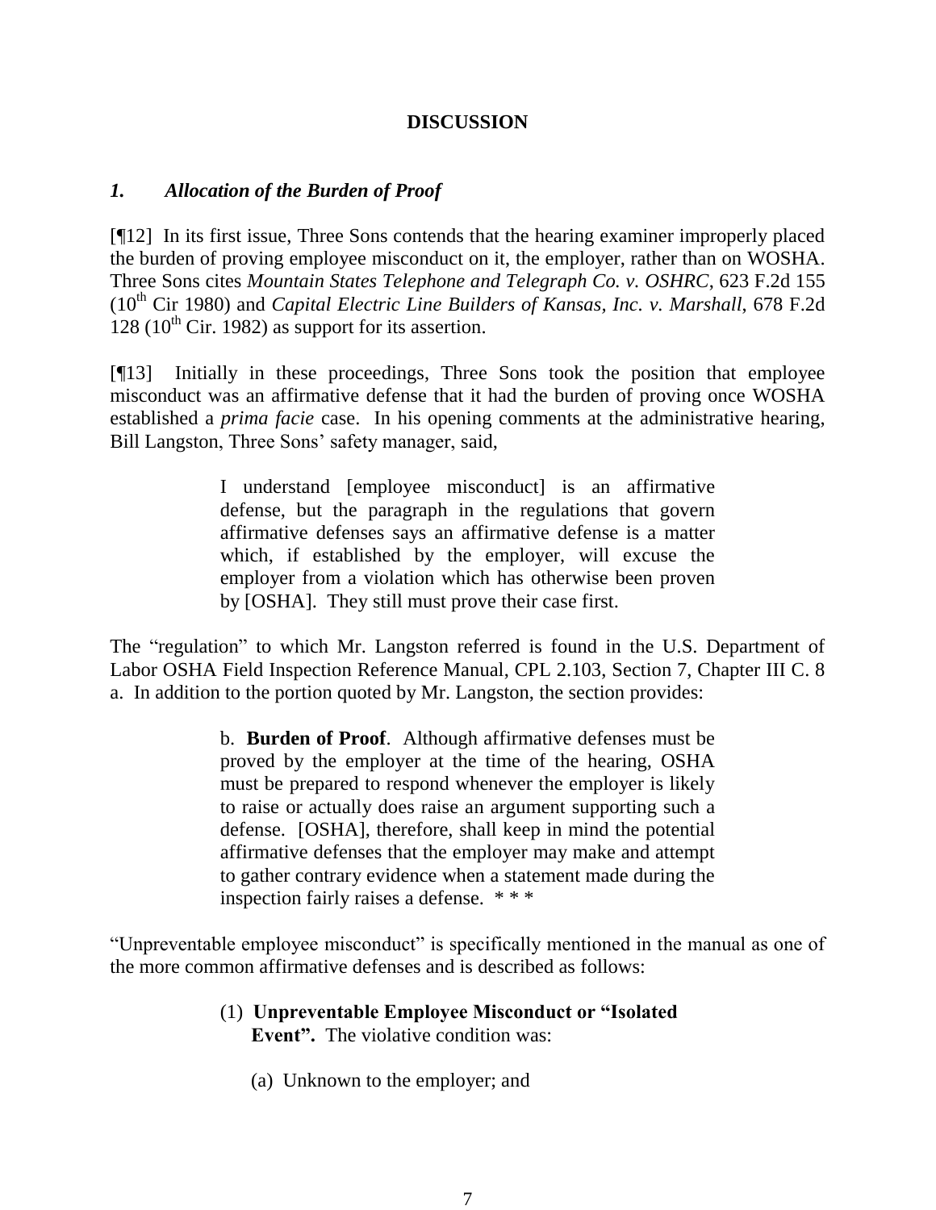**DISCUSSION**

### *1. Allocation of the Burden of Proof*

[¶12] In its first issue, Three Sons contends that the hearing examiner improperly placed the burden of proving employee misconduct on it, the employer, rather than on WOSHA. Three Sons cites *Mountain States Telephone and Telegraph Co. v. OSHRC*, 623 F.2d 155 (10th Cir 1980) and *Capital Electric Line Builders of Kansas, Inc. v. Marshall*, 678 F.2d 128 (10th Cir. 1982) as support for its assertion.

[¶13] Initially in these proceedings, Three Sons took the position that employee misconduct was an affirmative defense that it had the burden of proving once WOSHA established a *prima facie* case. In his opening comments at the administrative hearing, Bill Langston, Three Sons' safety manager, said,

> I understand [employee misconduct] is an affirmative defense, but the paragraph in the regulations that govern affirmative defenses says an affirmative defense is a matter which, if established by the employer, will excuse the employer from a violation which has otherwise been proven by [OSHA]. They still must prove their case first.

The "regulation" to which Mr. Langston referred is found in the U.S. Department of Labor OSHA Field Inspection Reference Manual, CPL 2.103, Section 7, Chapter III C. 8 a. In addition to the portion quoted by Mr. Langston, the section provides:

> b. **Burden of Proof**. Although affirmative defenses must be proved by the employer at the time of the hearing, OSHA must be prepared to respond whenever the employer is likely to raise or actually does raise an argument supporting such a defense. [OSHA], therefore, shall keep in mind the potential affirmative defenses that the employer may make and attempt to gather contrary evidence when a statement made during the inspection fairly raises a defense. * * *

"Unpreventable employee misconduct" is specifically mentioned in the manual as one of the more common affirmative defenses and is described as follows:

> (1) **Unpreventable Employee Misconduct or "Isolated Event".** The violative condition was:
>
> (a) Unknown to the employer; and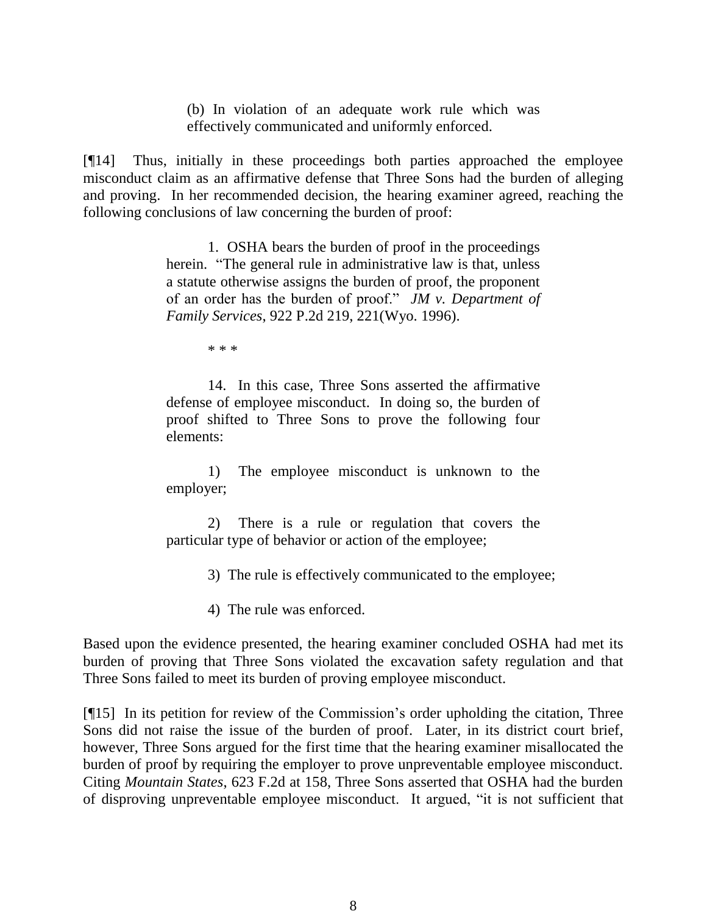> (b) In violation of an adequate work rule which was effectively communicated and uniformly enforced.

[¶14] Thus, initially in these proceedings both parties approached the employee misconduct claim as an affirmative defense that Three Sons had the burden of alleging and proving. In her recommended decision, the hearing examiner agreed, reaching the following conclusions of law concerning the burden of proof:

> 1. OSHA bears the burden of proof in the proceedings herein. "The general rule in administrative law is that, unless a statute otherwise assigns the burden of proof, the proponent of an order has the burden of proof." *JM v. Department of Family Services*, 922 P.2d 219, 221(Wyo. 1996).
>
> \* \* \*
>
> 14. In this case, Three Sons asserted the affirmative defense of employee misconduct. In doing so, the burden of proof shifted to Three Sons to prove the following four elements:
>
> 1) The employee misconduct is unknown to the employer;
>
> 2) There is a rule or regulation that covers the particular type of behavior or action of the employee;
>
> 3) The rule is effectively communicated to the employee;
>
> 4) The rule was enforced.

Based upon the evidence presented, the hearing examiner concluded OSHA had met its burden of proving that Three Sons violated the excavation safety regulation and that Three Sons failed to meet its burden of proving employee misconduct.

[¶15] In its petition for review of the Commission's order upholding the citation, Three Sons did not raise the issue of the burden of proof. Later, in its district court brief, however, Three Sons argued for the first time that the hearing examiner misallocated the burden of proof by requiring the employer to prove unpreventable employee misconduct. Citing *Mountain States*, 623 F.2d at 158, Three Sons asserted that OSHA had the burden of disproving unpreventable employee misconduct. It argued, "it is not sufficient that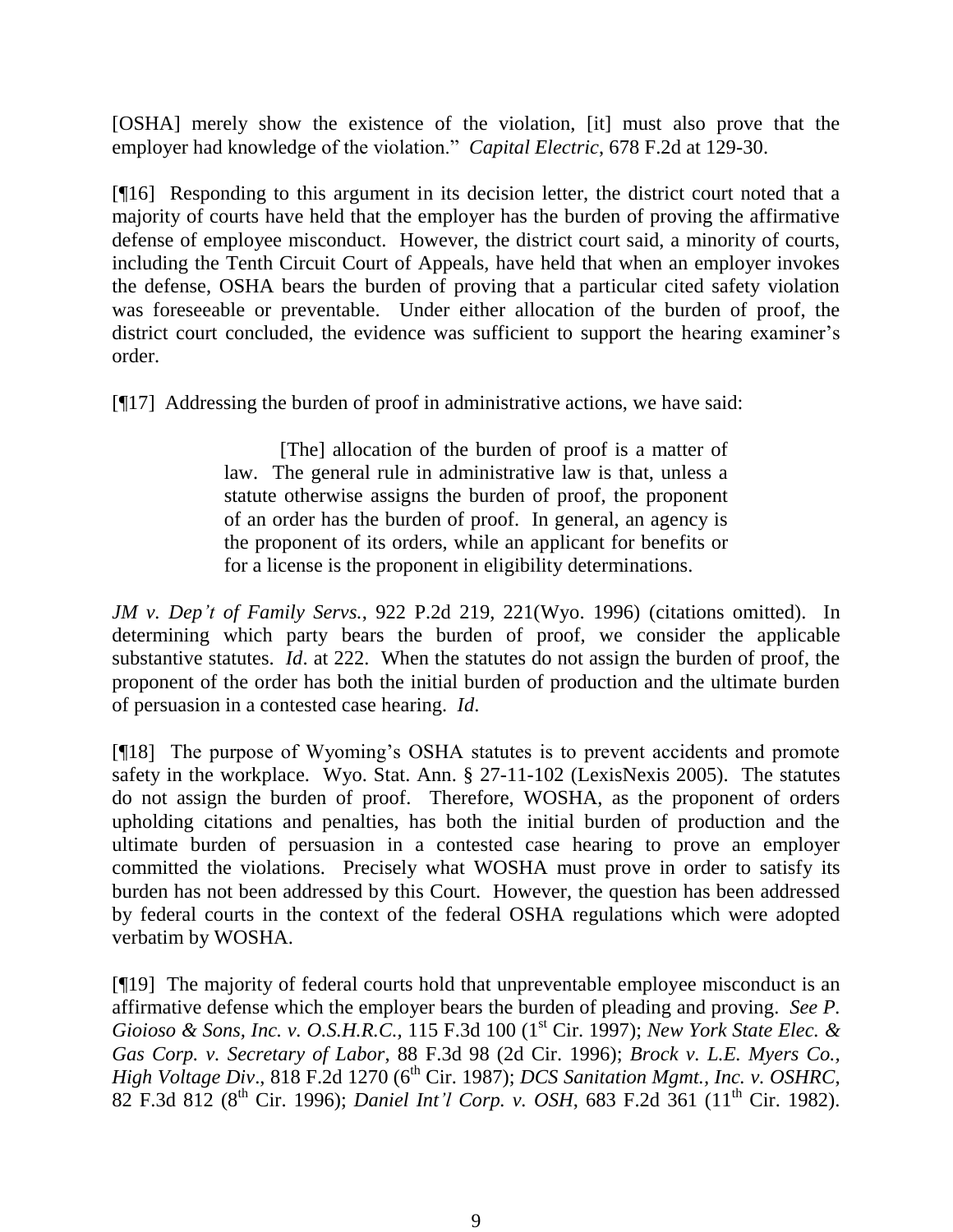[OSHA] merely show the existence of the violation, [it] must also prove that the employer had knowledge of the violation." *Capital Electric*, 678 F.2d at 129-30.

[¶16] Responding to this argument in its decision letter, the district court noted that a majority of courts have held that the employer has the burden of proving the affirmative defense of employee misconduct. However, the district court said, a minority of courts, including the Tenth Circuit Court of Appeals, have held that when an employer invokes the defense, OSHA bears the burden of proving that a particular cited safety violation was foreseeable or preventable. Under either allocation of the burden of proof, the district court concluded, the evidence was sufficient to support the hearing examiner's order.

[¶17] Addressing the burden of proof in administrative actions, we have said:

> [The] allocation of the burden of proof is a matter of law. The general rule in administrative law is that, unless a statute otherwise assigns the burden of proof, the proponent of an order has the burden of proof. In general, an agency is the proponent of its orders, while an applicant for benefits or for a license is the proponent in eligibility determinations.

*JM v. Dep't of Family Servs.*, 922 P.2d 219, 221(Wyo. 1996) (citations omitted). In determining which party bears the burden of proof, we consider the applicable substantive statutes. *Id*. at 222. When the statutes do not assign the burden of proof, the proponent of the order has both the initial burden of production and the ultimate burden of persuasion in a contested case hearing. *Id*.

[¶18] The purpose of Wyoming's OSHA statutes is to prevent accidents and promote safety in the workplace. Wyo. Stat. Ann. § 27-11-102 (LexisNexis 2005). The statutes do not assign the burden of proof. Therefore, WOSHA, as the proponent of orders upholding citations and penalties, has both the initial burden of production and the ultimate burden of persuasion in a contested case hearing to prove an employer committed the violations. Precisely what WOSHA must prove in order to satisfy its burden has not been addressed by this Court. However, the question has been addressed by federal courts in the context of the federal OSHA regulations which were adopted verbatim by WOSHA.

[¶19] The majority of federal courts hold that unpreventable employee misconduct is an affirmative defense which the employer bears the burden of pleading and proving. *See P. Gioioso & Sons, Inc. v. O.S.H.R.C.*, 115 F.3d 100 (1st Cir. 1997); *New York State Elec. & Gas Corp. v. Secretary of Labor*, 88 F.3d 98 (2d Cir. 1996); *Brock v. L.E. Myers Co., High Voltage Div*., 818 F.2d 1270 (6th Cir. 1987); *DCS Sanitation Mgmt., Inc. v. OSHRC*, 82 F.3d 812 (8th Cir. 1996); *Daniel Int'l Corp. v. OSH*, 683 F.2d 361 (11th Cir. 1982).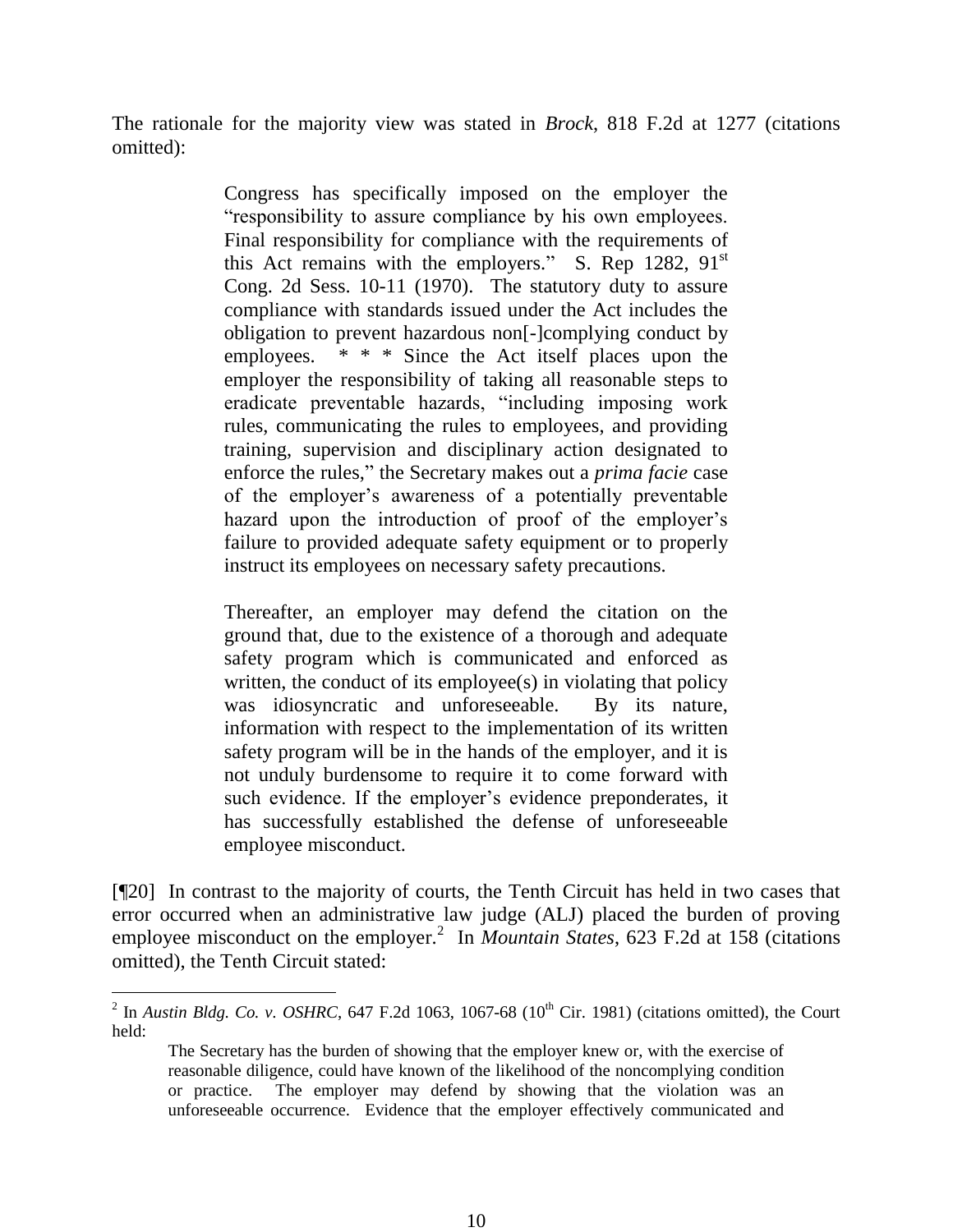The rationale for the majority view was stated in *Brock*, 818 F.2d at 1277 (citations omitted):

> Congress has specifically imposed on the employer the "responsibility to assure compliance by his own employees. Final responsibility for compliance with the requirements of this Act remains with the employers." S. Rep 1282, 91st Cong. 2d Sess. 10-11 (1970). The statutory duty to assure compliance with standards issued under the Act includes the obligation to prevent hazardous non[-]complying conduct by employees. * * * Since the Act itself places upon the employer the responsibility of taking all reasonable steps to eradicate preventable hazards, "including imposing work rules, communicating the rules to employees, and providing training, supervision and disciplinary action designated to enforce the rules," the Secretary makes out a *prima facie* case of the employer's awareness of a potentially preventable hazard upon the introduction of proof of the employer's failure to provided adequate safety equipment or to properly instruct its employees on necessary safety precautions.
>
> Thereafter, an employer may defend the citation on the ground that, due to the existence of a thorough and adequate safety program which is communicated and enforced as written, the conduct of its employee(s) in violating that policy was idiosyncratic and unforeseeable. By its nature, information with respect to the implementation of its written safety program will be in the hands of the employer, and it is not unduly burdensome to require it to come forward with such evidence. If the employer's evidence preponderates, it has successfully established the defense of unforeseeable employee misconduct.

[¶20] In contrast to the majority of courts, the Tenth Circuit has held in two cases that error occurred when an administrative law judge (ALJ) placed the burden of proving employee misconduct on the employer.[2] In *Mountain States*, 623 F.2d at 158 (citations omitted), the Tenth Circuit stated:

---

[2] In *Austin Bldg. Co. v. OSHRC*, 647 F.2d 1063, 1067-68 (10th Cir. 1981) (citations omitted), the Court held:

> The Secretary has the burden of showing that the employer knew or, with the exercise of reasonable diligence, could have known of the likelihood of the noncomplying condition or practice. The employer may defend by showing that the violation was an unforeseeable occurrence. Evidence that the employer effectively communicated and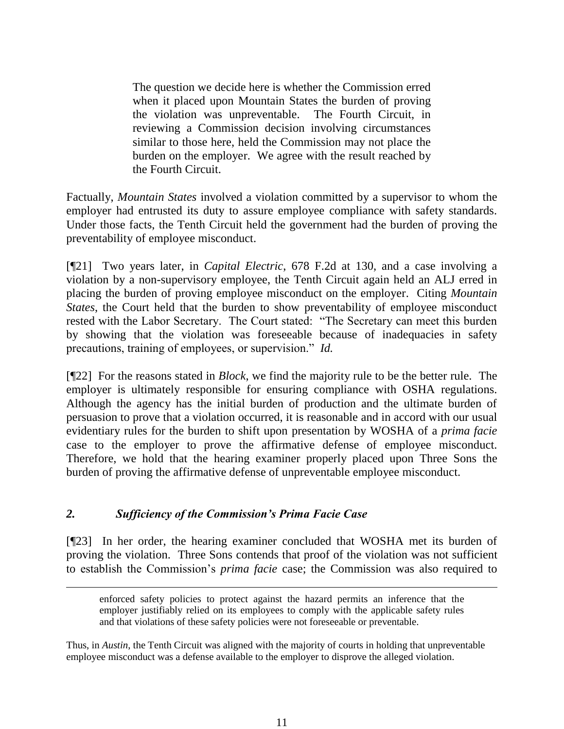> The question we decide here is whether the Commission erred when it placed upon Mountain States the burden of proving the violation was unpreventable. The Fourth Circuit, in reviewing a Commission decision involving circumstances similar to those here, held the Commission may not place the burden on the employer. We agree with the result reached by the Fourth Circuit.

Factually, *Mountain States* involved a violation committed by a supervisor to whom the employer had entrusted its duty to assure employee compliance with safety standards. Under those facts, the Tenth Circuit held the government had the burden of proving the preventability of employee misconduct.

[¶21] Two years later, in *Capital Electric*, 678 F.2d at 130, and a case involving a violation by a non-supervisory employee, the Tenth Circuit again held an ALJ erred in placing the burden of proving employee misconduct on the employer. Citing *Mountain States*, the Court held that the burden to show preventability of employee misconduct rested with the Labor Secretary. The Court stated: "The Secretary can meet this burden by showing that the violation was foreseeable because of inadequacies in safety precautions, training of employees, or supervision." *Id.*

[¶22] For the reasons stated in *Block*, we find the majority rule to be the better rule. The employer is ultimately responsible for ensuring compliance with OSHA regulations. Although the agency has the initial burden of production and the ultimate burden of persuasion to prove that a violation occurred, it is reasonable and in accord with our usual evidentiary rules for the burden to shift upon presentation by WOSHA of a *prima facie* case to the employer to prove the affirmative defense of employee misconduct. Therefore, we hold that the hearing examiner properly placed upon Three Sons the burden of proving the affirmative defense of unpreventable employee misconduct.

## *2. Sufficiency of the Commission's Prima Facie Case*

[¶23] In her order, the hearing examiner concluded that WOSHA met its burden of proving the violation. Three Sons contends that proof of the violation was not sufficient to establish the Commission's *prima facie* case; the Commission was also required to

---

> enforced safety policies to protect against the hazard permits an inference that the employer justifiably relied on its employees to comply with the applicable safety rules and that violations of these safety policies were not foreseeable or preventable.

Thus, in *Austin*, the Tenth Circuit was aligned with the majority of courts in holding that unpreventable employee misconduct was a defense available to the employer to disprove the alleged violation.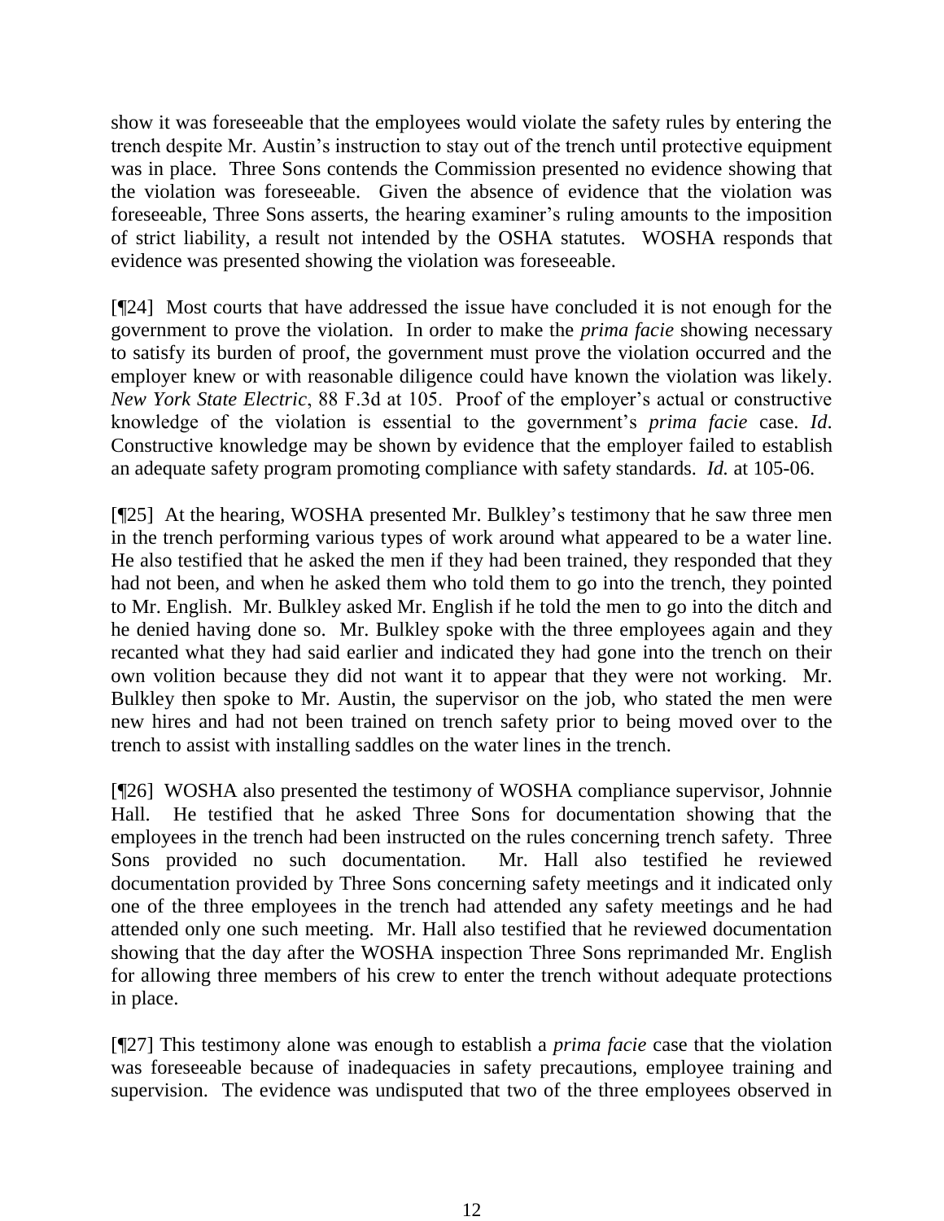show it was foreseeable that the employees would violate the safety rules by entering the trench despite Mr. Austin's instruction to stay out of the trench until protective equipment was in place. Three Sons contends the Commission presented no evidence showing that the violation was foreseeable. Given the absence of evidence that the violation was foreseeable, Three Sons asserts, the hearing examiner's ruling amounts to the imposition of strict liability, a result not intended by the OSHA statutes. WOSHA responds that evidence was presented showing the violation was foreseeable.

[¶24] Most courts that have addressed the issue have concluded it is not enough for the government to prove the violation. In order to make the *prima facie* showing necessary to satisfy its burden of proof, the government must prove the violation occurred and the employer knew or with reasonable diligence could have known the violation was likely. *New York State Electric*, 88 F.3d at 105. Proof of the employer's actual or constructive knowledge of the violation is essential to the government's *prima facie* case. *Id*. Constructive knowledge may be shown by evidence that the employer failed to establish an adequate safety program promoting compliance with safety standards. *Id.* at 105-06.

[¶25] At the hearing, WOSHA presented Mr. Bulkley's testimony that he saw three men in the trench performing various types of work around what appeared to be a water line. He also testified that he asked the men if they had been trained, they responded that they had not been, and when he asked them who told them to go into the trench, they pointed to Mr. English. Mr. Bulkley asked Mr. English if he told the men to go into the ditch and he denied having done so. Mr. Bulkley spoke with the three employees again and they recanted what they had said earlier and indicated they had gone into the trench on their own volition because they did not want it to appear that they were not working. Mr. Bulkley then spoke to Mr. Austin, the supervisor on the job, who stated the men were new hires and had not been trained on trench safety prior to being moved over to the trench to assist with installing saddles on the water lines in the trench.

[¶26] WOSHA also presented the testimony of WOSHA compliance supervisor, Johnnie Hall. He testified that he asked Three Sons for documentation showing that the employees in the trench had been instructed on the rules concerning trench safety. Three Sons provided no such documentation. Mr. Hall also testified he reviewed documentation provided by Three Sons concerning safety meetings and it indicated only one of the three employees in the trench had attended any safety meetings and he had attended only one such meeting. Mr. Hall also testified that he reviewed documentation showing that the day after the WOSHA inspection Three Sons reprimanded Mr. English for allowing three members of his crew to enter the trench without adequate protections in place.

[¶27] This testimony alone was enough to establish a *prima facie* case that the violation was foreseeable because of inadequacies in safety precautions, employee training and supervision. The evidence was undisputed that two of the three employees observed in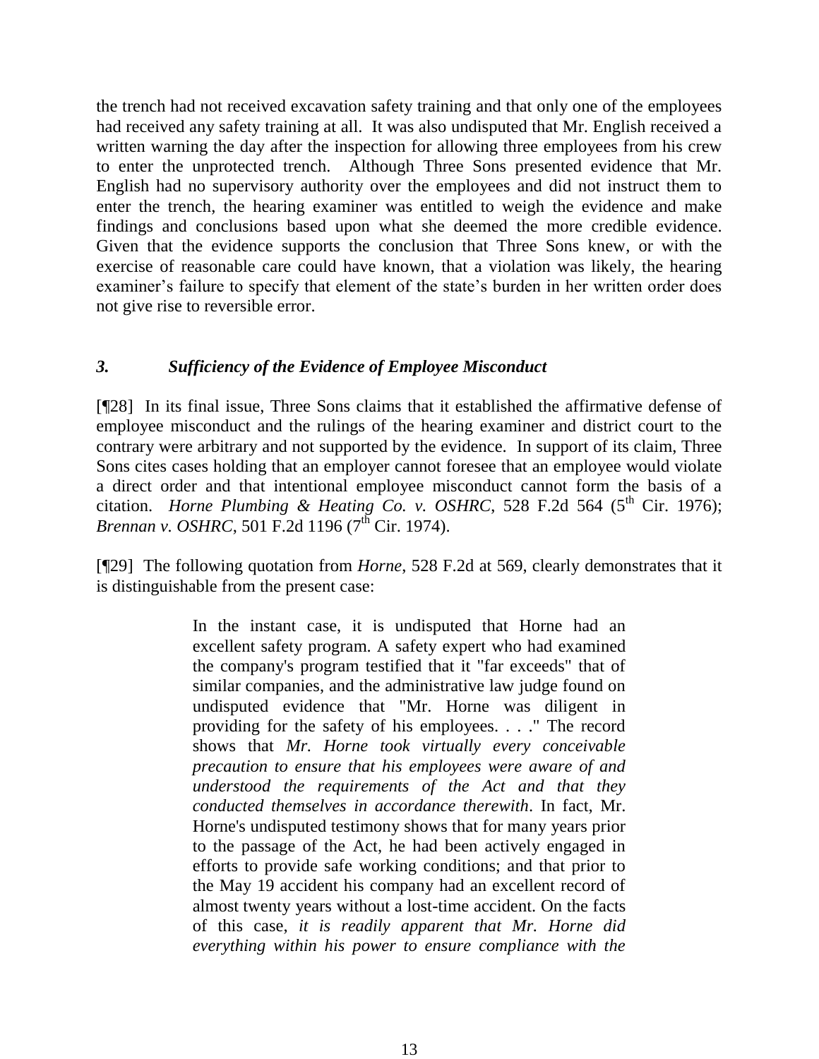the trench had not received excavation safety training and that only one of the employees had received any safety training at all. It was also undisputed that Mr. English received a written warning the day after the inspection for allowing three employees from his crew to enter the unprotected trench. Although Three Sons presented evidence that Mr. English had no supervisory authority over the employees and did not instruct them to enter the trench, the hearing examiner was entitled to weigh the evidence and make findings and conclusions based upon what she deemed the more credible evidence. Given that the evidence supports the conclusion that Three Sons knew, or with the exercise of reasonable care could have known, that a violation was likely, the hearing examiner's failure to specify that element of the state's burden in her written order does not give rise to reversible error.

### *3. Sufficiency of the Evidence of Employee Misconduct*

[¶28] In its final issue, Three Sons claims that it established the affirmative defense of employee misconduct and the rulings of the hearing examiner and district court to the contrary were arbitrary and not supported by the evidence. In support of its claim, Three Sons cites cases holding that an employer cannot foresee that an employee would violate a direct order and that intentional employee misconduct cannot form the basis of a citation. *Horne Plumbing & Heating Co. v. OSHRC*, 528 F.2d 564 (5th Cir. 1976); *Brennan v. OSHRC*, 501 F.2d 1196 (7th Cir. 1974).

[¶29] The following quotation from *Horne*, 528 F.2d at 569, clearly demonstrates that it is distinguishable from the present case:

> In the instant case, it is undisputed that Horne had an excellent safety program. A safety expert who had examined the company's program testified that it "far exceeds" that of similar companies, and the administrative law judge found on undisputed evidence that "Mr. Horne was diligent in providing for the safety of his employees. . . ." The record shows that *Mr. Horne took virtually every conceivable precaution to ensure that his employees were aware of and understood the requirements of the Act and that they conducted themselves in accordance therewith*. In fact, Mr. Horne's undisputed testimony shows that for many years prior to the passage of the Act, he had been actively engaged in efforts to provide safe working conditions; and that prior to the May 19 accident his company had an excellent record of almost twenty years without a lost-time accident. On the facts of this case, *it is readily apparent that Mr. Horne did everything within his power to ensure compliance with the*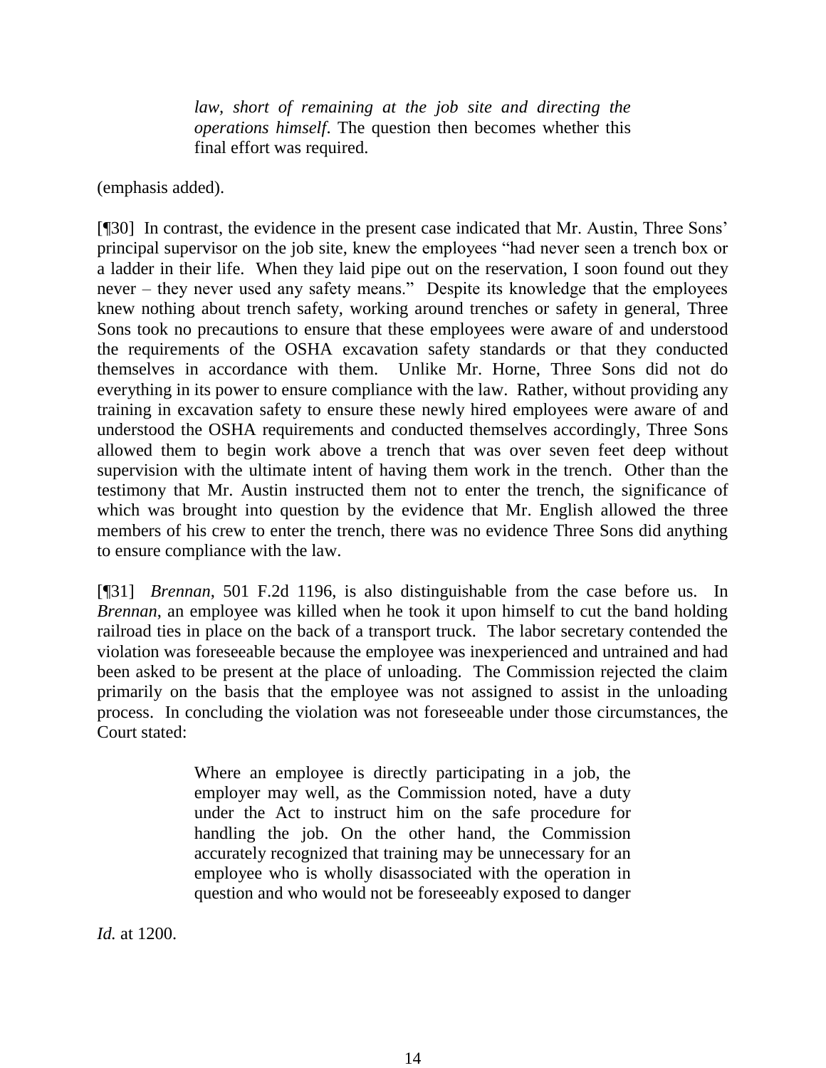> *law, short of remaining at the job site and directing the operations himself*. The question then becomes whether this final effort was required.

(emphasis added).

[¶30] In contrast, the evidence in the present case indicated that Mr. Austin, Three Sons' principal supervisor on the job site, knew the employees "had never seen a trench box or a ladder in their life. When they laid pipe out on the reservation, I soon found out they never – they never used any safety means." Despite its knowledge that the employees knew nothing about trench safety, working around trenches or safety in general, Three Sons took no precautions to ensure that these employees were aware of and understood the requirements of the OSHA excavation safety standards or that they conducted themselves in accordance with them. Unlike Mr. Horne, Three Sons did not do everything in its power to ensure compliance with the law. Rather, without providing any training in excavation safety to ensure these newly hired employees were aware of and understood the OSHA requirements and conducted themselves accordingly, Three Sons allowed them to begin work above a trench that was over seven feet deep without supervision with the ultimate intent of having them work in the trench. Other than the testimony that Mr. Austin instructed them not to enter the trench, the significance of which was brought into question by the evidence that Mr. English allowed the three members of his crew to enter the trench, there was no evidence Three Sons did anything to ensure compliance with the law.

[¶31] *Brennan*, 501 F.2d 1196, is also distinguishable from the case before us. In *Brennan*, an employee was killed when he took it upon himself to cut the band holding railroad ties in place on the back of a transport truck. The labor secretary contended the violation was foreseeable because the employee was inexperienced and untrained and had been asked to be present at the place of unloading. The Commission rejected the claim primarily on the basis that the employee was not assigned to assist in the unloading process. In concluding the violation was not foreseeable under those circumstances, the Court stated:

> Where an employee is directly participating in a job, the employer may well, as the Commission noted, have a duty under the Act to instruct him on the safe procedure for handling the job. On the other hand, the Commission accurately recognized that training may be unnecessary for an employee who is wholly disassociated with the operation in question and who would not be foreseeably exposed to danger

*Id.* at 1200.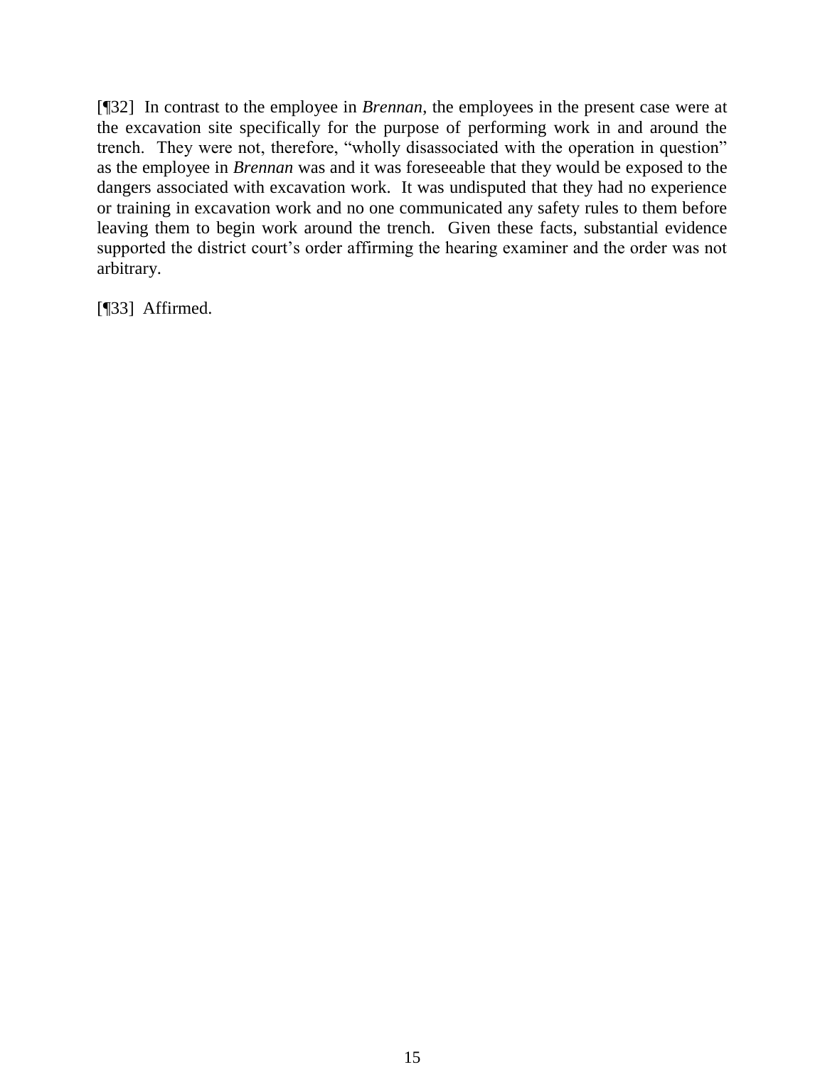[¶32] In contrast to the employee in *Brennan*, the employees in the present case were at the excavation site specifically for the purpose of performing work in and around the trench. They were not, therefore, "wholly disassociated with the operation in question" as the employee in *Brennan* was and it was foreseeable that they would be exposed to the dangers associated with excavation work. It was undisputed that they had no experience or training in excavation work and no one communicated any safety rules to them before leaving them to begin work around the trench. Given these facts, substantial evidence supported the district court's order affirming the hearing examiner and the order was not arbitrary.

[¶33] Affirmed.